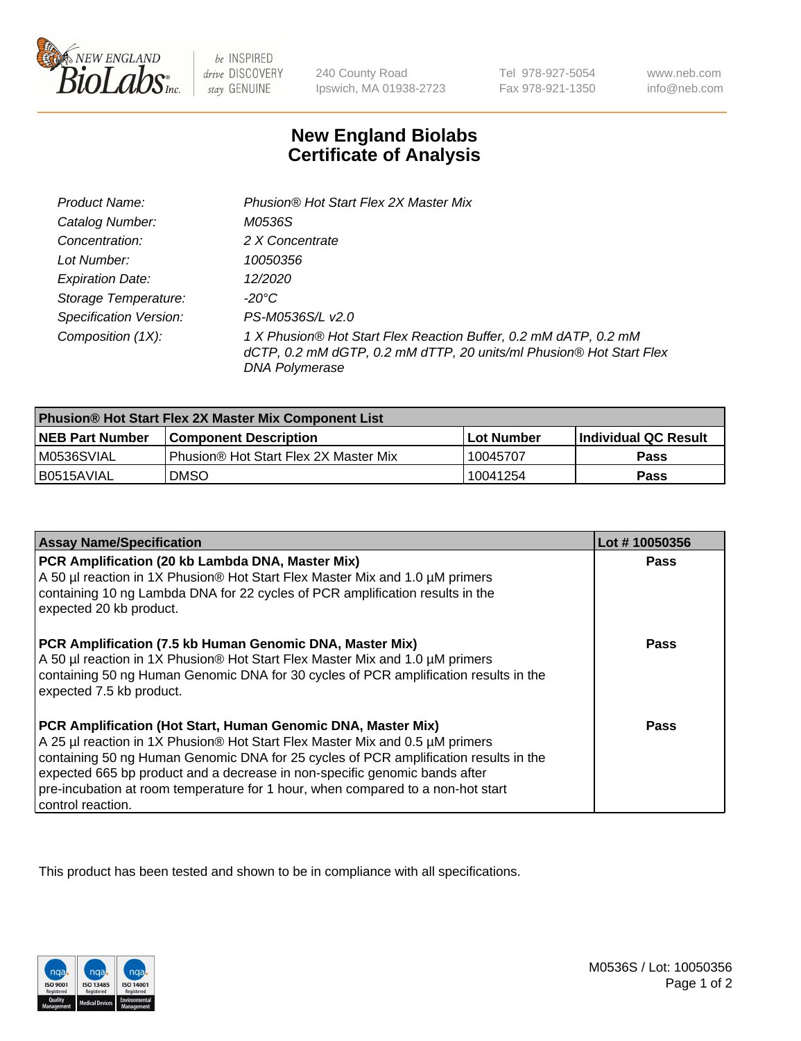# New England Biolabs Certificate of Analysis

| | |
|---|---|
| *Product Name:* | *Phusion® Hot Start Flex 2X Master Mix* |
| *Catalog Number:* | *M0536S* |
| *Concentration:* | *2 X Concentrate* |
| *Lot Number:* | *10050356* |
| *Expiration Date:* | *12/2020* |
| *Storage Temperature:* | *-20°C* |
| *Specification Version:* | *PS-M0536S/L v2.0* |
| *Composition (1X):* | *1 X Phusion® Hot Start Flex Reaction Buffer, 0.2 mM dATP, 0.2 mM dCTP, 0.2 mM dGTP, 0.2 mM dTTP, 20 units/ml Phusion® Hot Start Flex DNA Polymerase* |

| **Phusion® Hot Start Flex 2X Master Mix Component List** | | | |
|---|---|---|---|
| **NEB Part Number** | **Component Description** | **Lot Number** | **Individual QC Result** |
| M0536SVIAL | Phusion® Hot Start Flex 2X Master Mix | 10045707 | **Pass** |
| B0515AVIAL | DMSO | 10041254 | **Pass** |

| **Assay Name/Specification** | **Lot # 10050356** |
|---|---|
| **PCR Amplification (20 kb Lambda DNA, Master Mix)** A 50 µl reaction in 1X Phusion® Hot Start Flex Master Mix and 1.0 µM primers containing 10 ng Lambda DNA for 22 cycles of PCR amplification results in the expected 20 kb product. | **Pass** |
| **PCR Amplification (7.5 kb Human Genomic DNA, Master Mix)** A 50 µl reaction in 1X Phusion® Hot Start Flex Master Mix and 1.0 µM primers containing 50 ng Human Genomic DNA for 30 cycles of PCR amplification results in the expected 7.5 kb product. | **Pass** |
| **PCR Amplification (Hot Start, Human Genomic DNA, Master Mix)** A 25 µl reaction in 1X Phusion® Hot Start Flex Master Mix and 0.5 µM primers containing 50 ng Human Genomic DNA for 25 cycles of PCR amplification results in the expected 665 bp product and a decrease in non-specific genomic bands after pre-incubation at room temperature for 1 hour, when compared to a non-hot start control reaction. | **Pass** |

This product has been tested and shown to be in compliance with all specifications.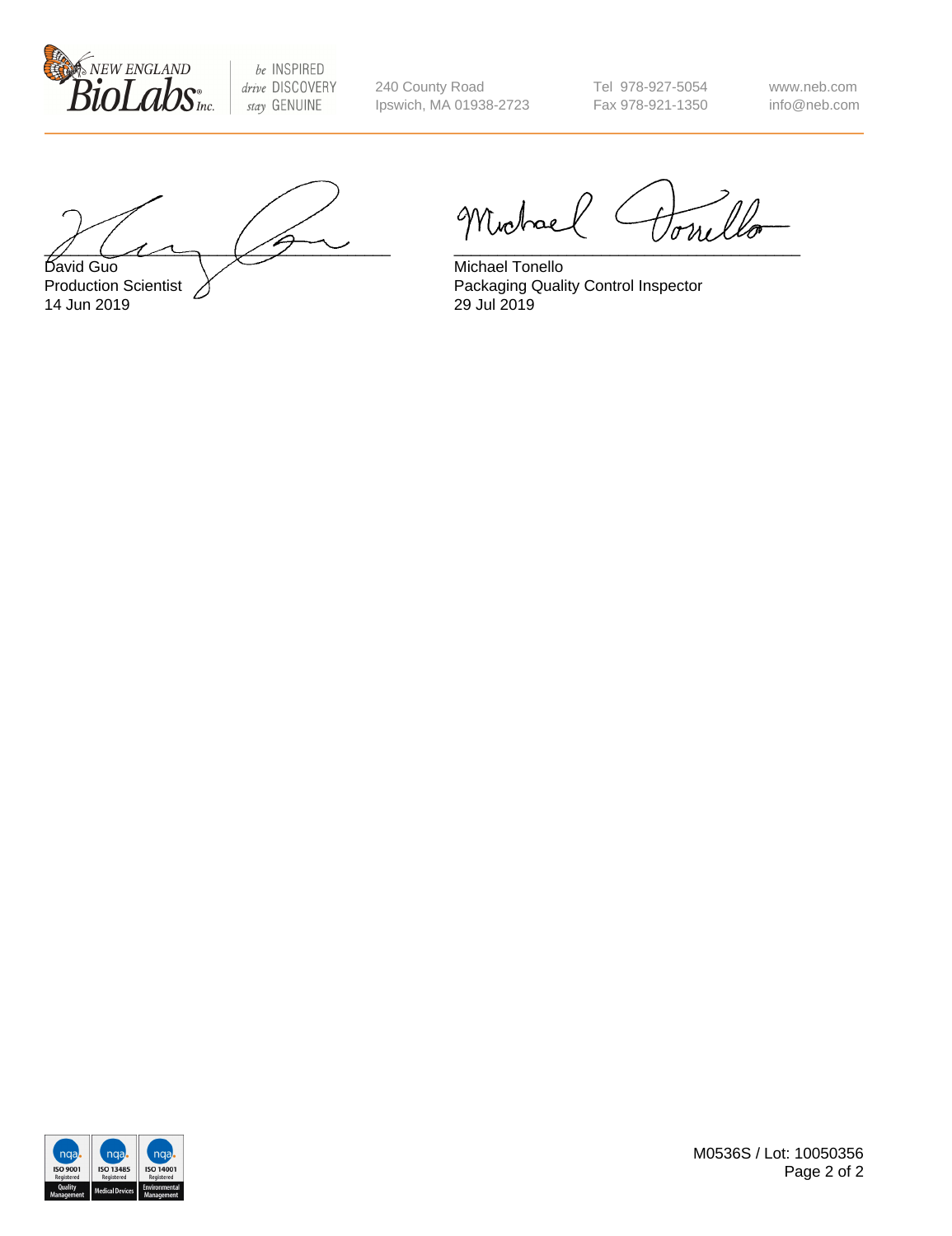David Guo
Production Scientist
14 Jun 2019

Michael Tonello
Packaging Quality Control Inspector
29 Jul 2019

M0536S / Lot: 10050356